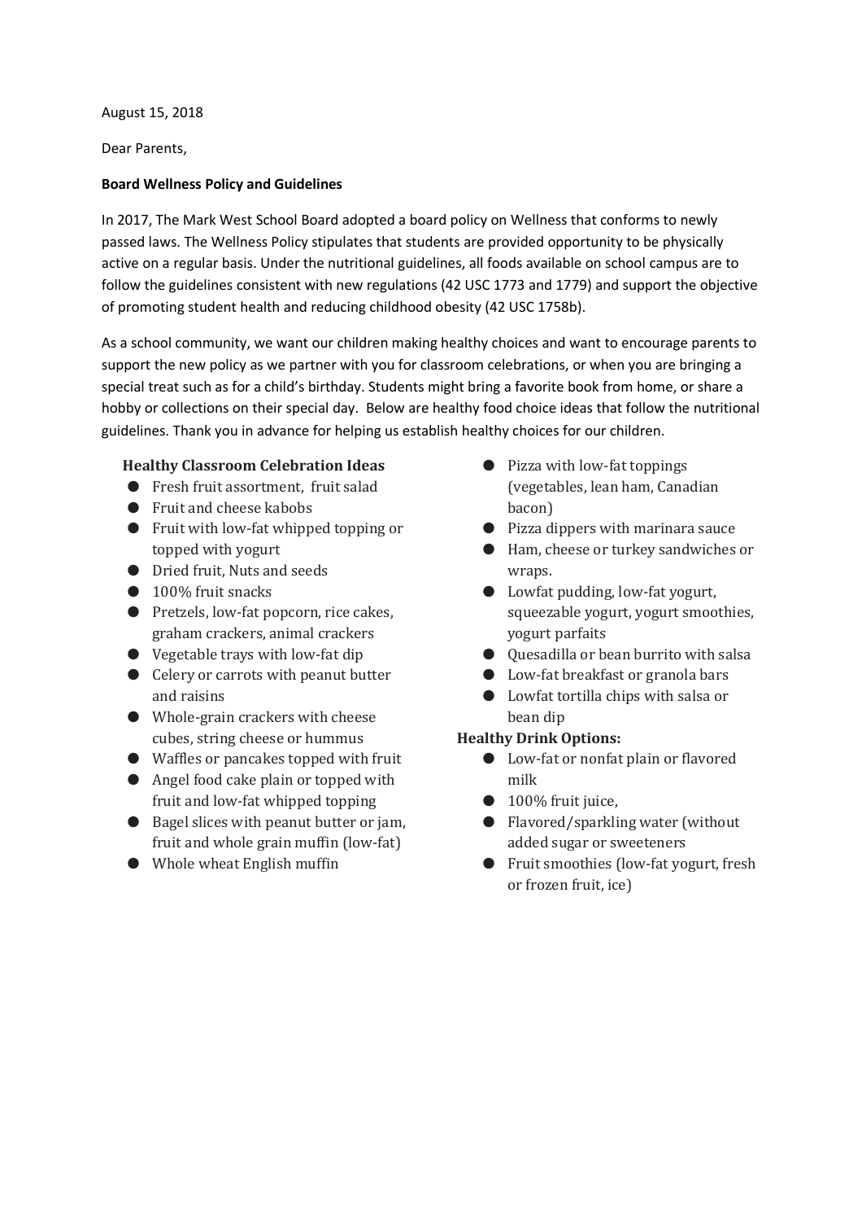August 15, 2018

Dear Parents,

**Board Wellness Policy and Guidelines**

In 2017, The Mark West School Board adopted a board policy on Wellness that conforms to newly passed laws. The Wellness Policy stipulates that students are provided opportunity to be physically active on a regular basis. Under the nutritional guidelines, all foods available on school campus are to follow the guidelines consistent with new regulations (42 USC 1773 and 1779) and support the objective of promoting student health and reducing childhood obesity (42 USC 1758b).

As a school community, we want our children making healthy choices and want to encourage parents to support the new policy as we partner with you for classroom celebrations, or when you are bringing a special treat such as for a child's birthday. Students might bring a favorite book from home, or share a hobby or collections on their special day. Below are healthy food choice ideas that follow the nutritional guidelines. Thank you in advance for helping us establish healthy choices for our children.

**Healthy Classroom Celebration Ideas**

- Fresh fruit assortment, fruit salad
- Fruit and cheese kabobs
- Fruit with low-fat whipped topping or topped with yogurt
- Dried fruit, Nuts and seeds
- 100% fruit snacks
- Pretzels, low-fat popcorn, rice cakes, graham crackers, animal crackers
- Vegetable trays with low-fat dip
- Celery or carrots with peanut butter and raisins
- Whole-grain crackers with cheese cubes, string cheese or hummus
- Waffles or pancakes topped with fruit
- Angel food cake plain or topped with fruit and low-fat whipped topping
- Bagel slices with peanut butter or jam, fruit and whole grain muffin (low-fat)
- Whole wheat English muffin
- Pizza with low-fat toppings (vegetables, lean ham, Canadian bacon)
- Pizza dippers with marinara sauce
- Ham, cheese or turkey sandwiches or wraps.
- Lowfat pudding, low-fat yogurt, squeezable yogurt, yogurt smoothies, yogurt parfaits
- Quesadilla or bean burrito with salsa
- Low-fat breakfast or granola bars
- Lowfat tortilla chips with salsa or bean dip

**Healthy Drink Options:**

- Low-fat or nonfat plain or flavored milk
- 100% fruit juice,
- Flavored/sparkling water (without added sugar or sweeteners
- Fruit smoothies (low-fat yogurt, fresh or frozen fruit, ice)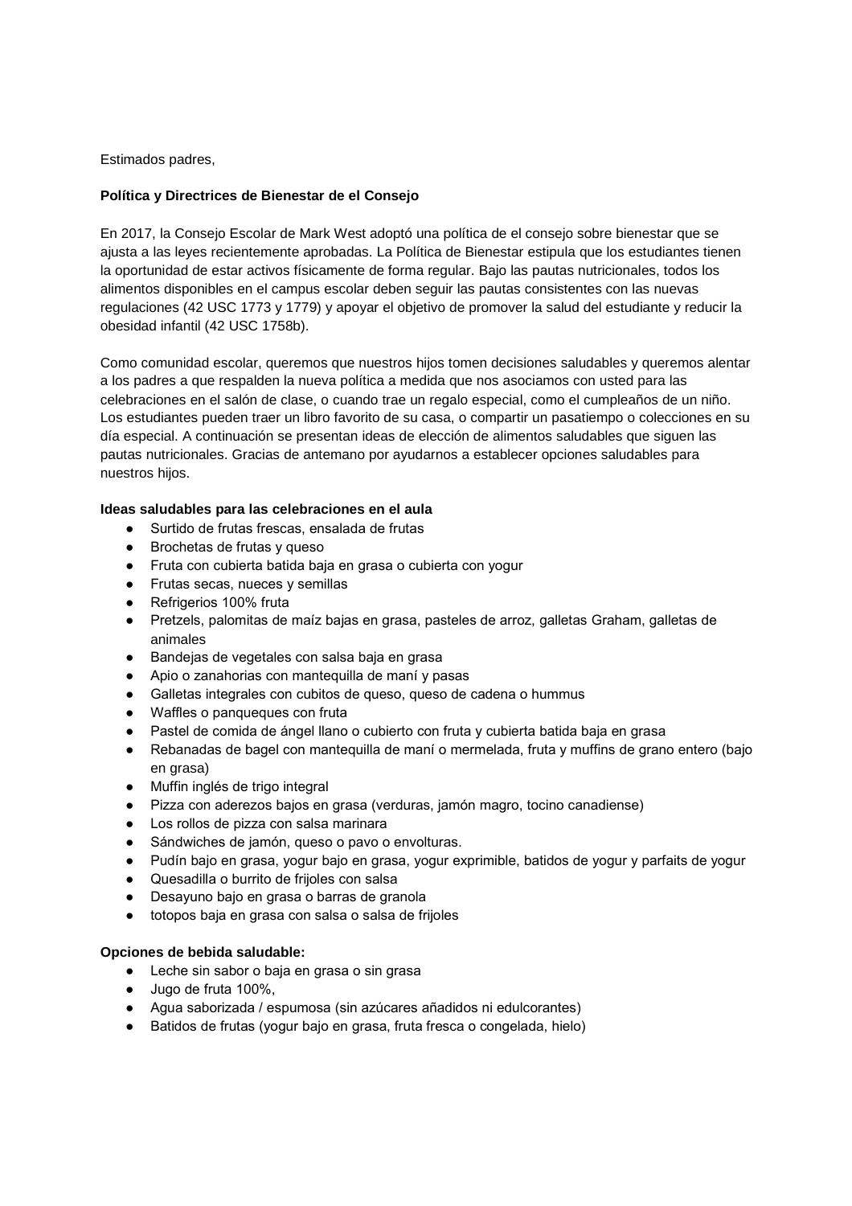Estimados padres,

**Política y Directrices de Bienestar de el Consejo**

En 2017, la Consejo Escolar de Mark West adoptó una política de el consejo sobre bienestar que se ajusta a las leyes recientemente aprobadas. La Política de Bienestar estipula que los estudiantes tienen la oportunidad de estar activos físicamente de forma regular. Bajo las pautas nutricionales, todos los alimentos disponibles en el campus escolar deben seguir las pautas consistentes con las nuevas regulaciones (42 USC 1773 y 1779) y apoyar el objetivo de promover la salud del estudiante y reducir la obesidad infantil (42 USC 1758b).

Como comunidad escolar, queremos que nuestros hijos tomen decisiones saludables y queremos alentar a los padres a que respalden la nueva política a medida que nos asociamos con usted para las celebraciones en el salón de clase, o cuando trae un regalo especial, como el cumpleaños de un niño. Los estudiantes pueden traer un libro favorito de su casa, o compartir un pasatiempo o colecciones en su día especial. A continuación se presentan ideas de elección de alimentos saludables que siguen las pautas nutricionales. Gracias de antemano por ayudarnos a establecer opciones saludables para nuestros hijos.

**Ideas saludables para las celebraciones en el aula**

- Surtido de frutas frescas, ensalada de frutas
- Brochetas de frutas y queso
- Fruta con cubierta batida baja en grasa o cubierta con yogur
- Frutas secas, nueces y semillas
- Refrigerios 100% fruta
- Pretzels, palomitas de maíz bajas en grasa, pasteles de arroz, galletas Graham, galletas de animales
- Bandejas de vegetales con salsa baja en grasa
- Apio o zanahorias con mantequilla de maní y pasas
- Galletas integrales con cubitos de queso, queso de cadena o hummus
- Waffles o panqueques con fruta
- Pastel de comida de ángel llano o cubierto con fruta y cubierta batida baja en grasa
- Rebanadas de bagel con mantequilla de maní o mermelada, fruta y muffins de grano entero (bajo en grasa)
- Muffin inglés de trigo integral
- Pizza con aderezos bajos en grasa (verduras, jamón magro, tocino canadiense)
- Los rollos de pizza con salsa marinara
- Sándwiches de jamón, queso o pavo o envolturas.
- Pudín bajo en grasa, yogur bajo en grasa, yogur exprimible, batidos de yogur y parfaits de yogur
- Quesadilla o burrito de frijoles con salsa
- Desayuno bajo en grasa o barras de granola
- totopos baja en grasa con salsa o salsa de frijoles

**Opciones de bebida saludable:**

- Leche sin sabor o baja en grasa o sin grasa
- Jugo de fruta 100%,
- Agua saborizada / espumosa (sin azúcares añadidos ni edulcorantes)
- Batidos de frutas (yogur bajo en grasa, fruta fresca o congelada, hielo)